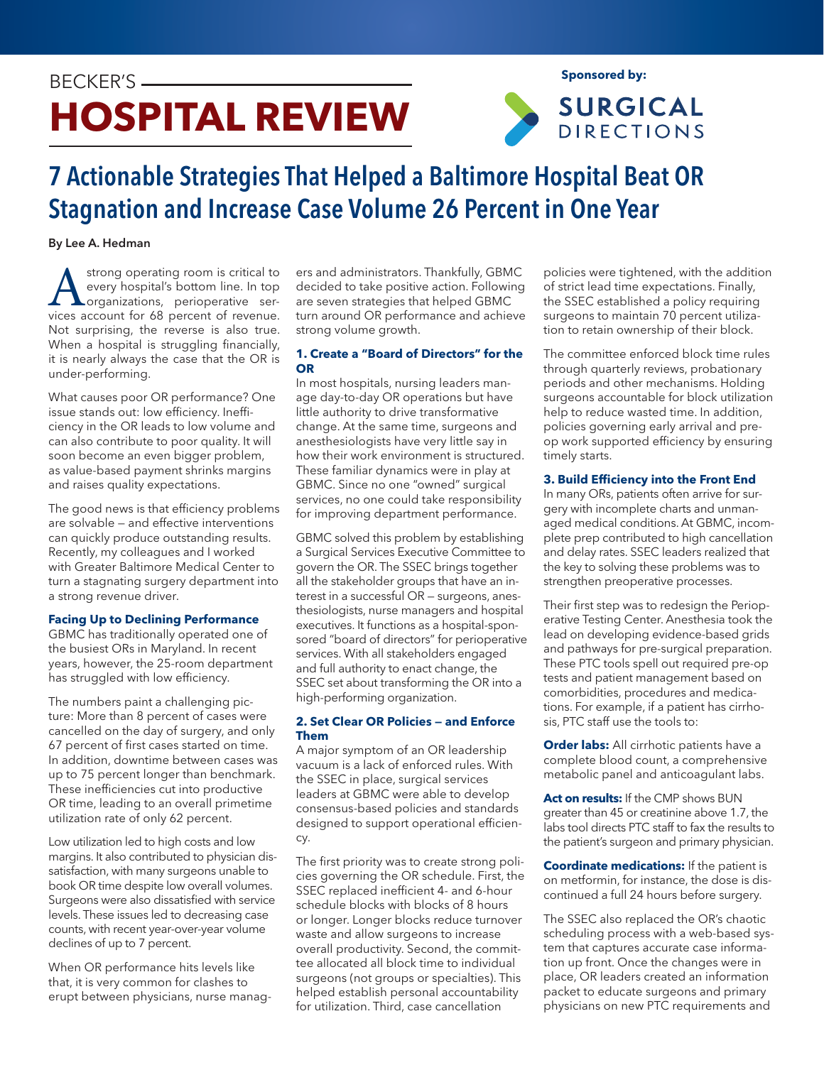BECKER'S

# HOSPITAL REVIEW

**Sponsored by:** SURGICAL DIRECTIONS

# 7 Actionable Strategies That Helped a Baltimore Hospital Beat OR Stagnation and Increase Case Volume 26 Percent in One Year

**By Lee A. Hedman**

A strong operating room is critical to every hospital's bottom line. In top organizations, perioperative services account for 68 percent of revenue. Not surprising, the reverse is also true. When a hospital is struggling financially, it is nearly always the case that the OR is under-performing.

What causes poor OR performance? One issue stands out: low efficiency. Inefficiency in the OR leads to low volume and can also contribute to poor quality. It will soon become an even bigger problem, as value-based payment shrinks margins and raises quality expectations.

The good news is that efficiency problems are solvable — and effective interventions can quickly produce outstanding results. Recently, my colleagues and I worked with Greater Baltimore Medical Center to turn a stagnating surgery department into a strong revenue driver.

### Facing Up to Declining Performance

GBMC has traditionally operated one of the busiest ORs in Maryland. In recent years, however, the 25-room department has struggled with low efficiency.

The numbers paint a challenging picture: More than 8 percent of cases were cancelled on the day of surgery, and only 67 percent of first cases started on time. In addition, downtime between cases was up to 75 percent longer than benchmark. These inefficiencies cut into productive OR time, leading to an overall primetime utilization rate of only 62 percent.

Low utilization led to high costs and low margins. It also contributed to physician dissatisfaction, with many surgeons unable to book OR time despite low overall volumes. Surgeons were also dissatisfied with service levels. These issues led to decreasing case counts, with recent year-over-year volume declines of up to 7 percent.

When OR performance hits levels like that, it is very common for clashes to erupt between physicians, nurse managers and administrators. Thankfully, GBMC decided to take positive action. Following are seven strategies that helped GBMC turn around OR performance and achieve strong volume growth.

### 1. Create a "Board of Directors" for the OR

In most hospitals, nursing leaders manage day-to-day OR operations but have little authority to drive transformative change. At the same time, surgeons and anesthesiologists have very little say in how their work environment is structured. These familiar dynamics were in play at GBMC. Since no one "owned" surgical services, no one could take responsibility for improving department performance.

GBMC solved this problem by establishing a Surgical Services Executive Committee to govern the OR. The SSEC brings together all the stakeholder groups that have an interest in a successful OR — surgeons, anesthesiologists, nurse managers and hospital executives. It functions as a hospital-sponsored "board of directors" for perioperative services. With all stakeholders engaged and full authority to enact change, the SSEC set about transforming the OR into a high-performing organization.

### 2. Set Clear OR Policies — and Enforce Them

A major symptom of an OR leadership vacuum is a lack of enforced rules. With the SSEC in place, surgical services leaders at GBMC were able to develop consensus-based policies and standards designed to support operational efficiency.

The first priority was to create strong policies governing the OR schedule. First, the SSEC replaced inefficient 4- and 6-hour schedule blocks with blocks of 8 hours or longer. Longer blocks reduce turnover waste and allow surgeons to increase overall productivity. Second, the committee allocated all block time to individual surgeons (not groups or specialties). This helped establish personal accountability for utilization. Third, case cancellation policies were tightened, with the addition of strict lead time expectations. Finally, the SSEC established a policy requiring surgeons to maintain 70 percent utilization to retain ownership of their block.

The committee enforced block time rules through quarterly reviews, probationary periods and other mechanisms. Holding surgeons accountable for block utilization help to reduce wasted time. In addition, policies governing early arrival and pre-op work supported efficiency by ensuring timely starts.

### 3. Build Efficiency into the Front End

In many ORs, patients often arrive for surgery with incomplete charts and unmanaged medical conditions. At GBMC, incomplete prep contributed to high cancellation and delay rates. SSEC leaders realized that the key to solving these problems was to strengthen preoperative processes.

Their first step was to redesign the Perioperative Testing Center. Anesthesia took the lead on developing evidence-based grids and pathways for pre-surgical preparation. These PTC tools spell out required pre-op tests and patient management based on comorbidities, procedures and medications. For example, if a patient has cirrhosis, PTC staff use the tools to:

**Order labs:** All cirrhotic patients have a complete blood count, a comprehensive metabolic panel and anticoagulant labs.

**Act on results:** If the CMP shows BUN greater than 45 or creatinine above 1.7, the labs tool directs PTC staff to fax the results to the patient's surgeon and primary physician.

**Coordinate medications:** If the patient is on metformin, for instance, the dose is discontinued a full 24 hours before surgery.

The SSEC also replaced the OR's chaotic scheduling process with a web-based system that captures accurate case information up front. Once the changes were in place, OR leaders created an information packet to educate surgeons and primary physicians on new PTC requirements and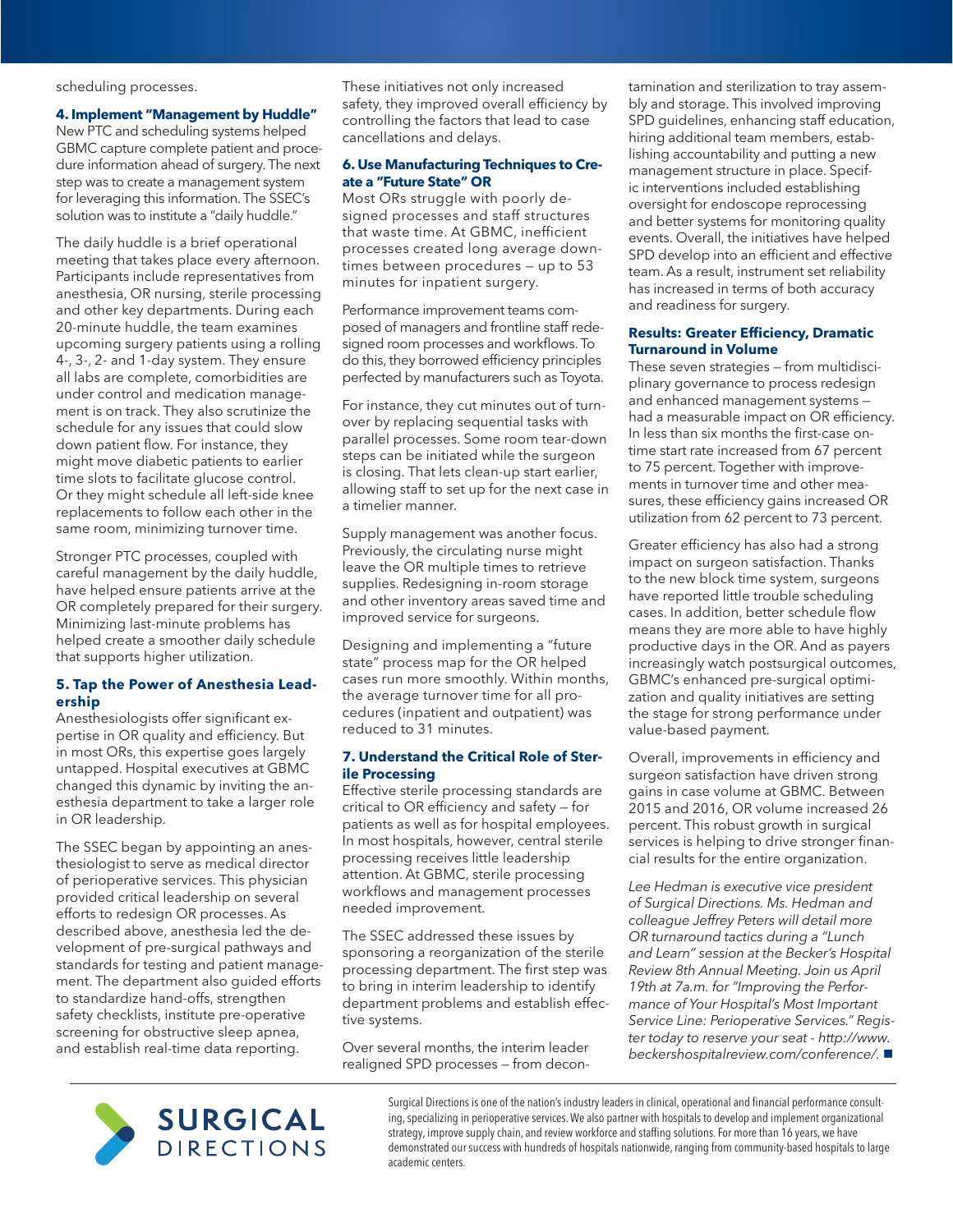scheduling processes.

### 4. Implement "Management by Huddle"

New PTC and scheduling systems helped GBMC capture complete patient and procedure information ahead of surgery. The next step was to create a management system for leveraging this information. The SSEC's solution was to institute a "daily huddle."

The daily huddle is a brief operational meeting that takes place every afternoon. Participants include representatives from anesthesia, OR nursing, sterile processing and other key departments. During each 20-minute huddle, the team examines upcoming surgery patients using a rolling 4-, 3-, 2- and 1-day system. They ensure all labs are complete, comorbidities are under control and medication management is on track. They also scrutinize the schedule for any issues that could slow down patient flow. For instance, they might move diabetic patients to earlier time slots to facilitate glucose control. Or they might schedule all left-side knee replacements to follow each other in the same room, minimizing turnover time.

Stronger PTC processes, coupled with careful management by the daily huddle, have helped ensure patients arrive at the OR completely prepared for their surgery. Minimizing last-minute problems has helped create a smoother daily schedule that supports higher utilization.

### 5. Tap the Power of Anesthesia Leadership

Anesthesiologists offer significant expertise in OR quality and efficiency. But in most ORs, this expertise goes largely untapped. Hospital executives at GBMC changed this dynamic by inviting the anesthesia department to take a larger role in OR leadership.

The SSEC began by appointing an anesthesiologist to serve as medical director of perioperative services. This physician provided critical leadership on several efforts to redesign OR processes. As described above, anesthesia led the development of pre-surgical pathways and standards for testing and patient management. The department also guided efforts to standardize hand-offs, strengthen safety checklists, institute pre-operative screening for obstructive sleep apnea, and establish real-time data reporting.

These initiatives not only increased safety, they improved overall efficiency by controlling the factors that lead to case cancellations and delays.

### 6. Use Manufacturing Techniques to Create a "Future State" OR

Most ORs struggle with poorly designed processes and staff structures that waste time. At GBMC, inefficient processes created long average downtimes between procedures — up to 53 minutes for inpatient surgery.

Performance improvement teams composed of managers and frontline staff redesigned room processes and workflows. To do this, they borrowed efficiency principles perfected by manufacturers such as Toyota.

For instance, they cut minutes out of turnover by replacing sequential tasks with parallel processes. Some room tear-down steps can be initiated while the surgeon is closing. That lets clean-up start earlier, allowing staff to set up for the next case in a timelier manner.

Supply management was another focus. Previously, the circulating nurse might leave the OR multiple times to retrieve supplies. Redesigning in-room storage and other inventory areas saved time and improved service for surgeons.

Designing and implementing a "future state" process map for the OR helped cases run more smoothly. Within months, the average turnover time for all procedures (inpatient and outpatient) was reduced to 31 minutes.

### 7. Understand the Critical Role of Sterile Processing

Effective sterile processing standards are critical to OR efficiency and safety — for patients as well as for hospital employees. In most hospitals, however, central sterile processing receives little leadership attention. At GBMC, sterile processing workflows and management processes needed improvement.

The SSEC addressed these issues by sponsoring a reorganization of the sterile processing department. The first step was to bring in interim leadership to identify department problems and establish effective systems.

Over several months, the interim leader realigned SPD processes — from decontamination and sterilization to tray assembly and storage. This involved improving SPD guidelines, enhancing staff education, hiring additional team members, establishing accountability and putting a new management structure in place. Specific interventions included establishing oversight for endoscope reprocessing and better systems for monitoring quality events. Overall, the initiatives have helped SPD develop into an efficient and effective team. As a result, instrument set reliability has increased in terms of both accuracy and readiness for surgery.

### Results: Greater Efficiency, Dramatic Turnaround in Volume

These seven strategies — from multidisciplinary governance to process redesign and enhanced management systems — had a measurable impact on OR efficiency. In less than six months the first-case on-time start rate increased from 67 percent to 75 percent. Together with improvements in turnover time and other measures, these efficiency gains increased OR utilization from 62 percent to 73 percent.

Greater efficiency has also had a strong impact on surgeon satisfaction. Thanks to the new block time system, surgeons have reported little trouble scheduling cases. In addition, better schedule flow means they are more able to have highly productive days in the OR. And as payers increasingly watch postsurgical outcomes, GBMC's enhanced pre-surgical optimization and quality initiatives are setting the stage for strong performance under value-based payment.

Overall, improvements in efficiency and surgeon satisfaction have driven strong gains in case volume at GBMC. Between 2015 and 2016, OR volume increased 26 percent. This robust growth in surgical services is helping to drive stronger financial results for the entire organization.

*Lee Hedman is executive vice president of Surgical Directions. Ms. Hedman and colleague Jeffrey Peters will detail more OR turnaround tactics during a "Lunch and Learn" session at the Becker's Hospital Review 8th Annual Meeting. Join us April 19th at 7a.m. for "Improving the Performance of Your Hospital's Most Important Service Line: Perioperative Services." Register today to reserve your seat - http://www.beckershospitalreview.com/conference/.* ■

**SURGICAL DIRECTIONS**

Surgical Directions is one of the nation's industry leaders in clinical, operational and financial performance consulting, specializing in perioperative services. We also partner with hospitals to develop and implement organizational strategy, improve supply chain, and review workforce and staffing solutions. For more than 16 years, we have demonstrated our success with hundreds of hospitals nationwide, ranging from community-based hospitals to large academic centers.